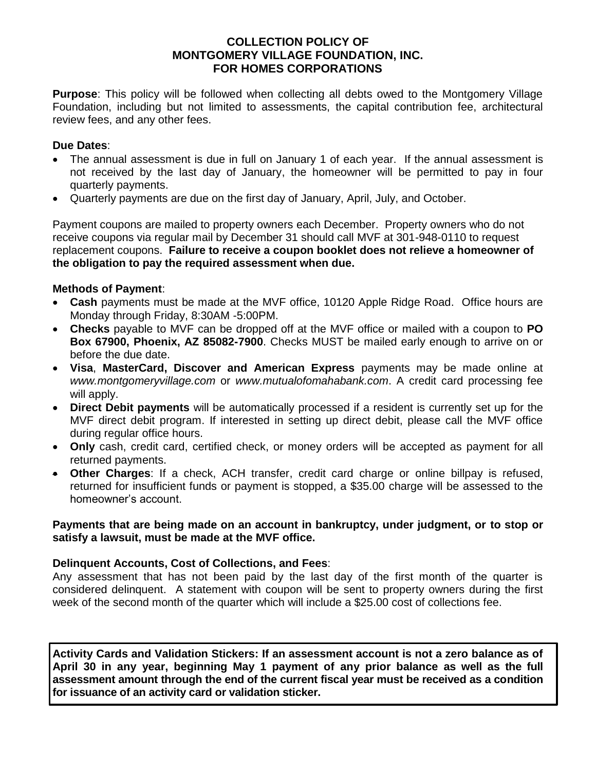# COLLECTION POLICY OF MONTGOMERY VILLAGE FOUNDATION, INC. FOR HOMES CORPORATIONS

**Purpose**: This policy will be followed when collecting all debts owed to the Montgomery Village Foundation, including but not limited to assessments, the capital contribution fee, architectural review fees, and any other fees.

**Due Dates**:

- The annual assessment is due in full on January 1 of each year. If the annual assessment is not received by the last day of January, the homeowner will be permitted to pay in four quarterly payments.
- Quarterly payments are due on the first day of January, April, July, and October.

Payment coupons are mailed to property owners each December. Property owners who do not receive coupons via regular mail by December 31 should call MVF at 301-948-0110 to request replacement coupons. **Failure to receive a coupon booklet does not relieve a homeowner of the obligation to pay the required assessment when due.**

**Methods of Payment**:

- **Cash** payments must be made at the MVF office, 10120 Apple Ridge Road. Office hours are Monday through Friday, 8:30AM -5:00PM.
- **Checks** payable to MVF can be dropped off at the MVF office or mailed with a coupon to **PO Box 67900, Phoenix, AZ 85082-7900**. Checks MUST be mailed early enough to arrive on or before the due date.
- **Visa**, **MasterCard, Discover and American Express** payments may be made online at *www.montgomeryvillage.com* or *www.mutualofomahabank.com*. A credit card processing fee will apply.
- **Direct Debit payments** will be automatically processed if a resident is currently set up for the MVF direct debit program. If interested in setting up direct debit, please call the MVF office during regular office hours.
- **Only** cash, credit card, certified check, or money orders will be accepted as payment for all returned payments.
- **Other Charges**: If a check, ACH transfer, credit card charge or online billpay is refused, returned for insufficient funds or payment is stopped, a $35.00 charge will be assessed to the homeowner's account.

**Payments that are being made on an account in bankruptcy, under judgment, or to stop or satisfy a lawsuit, must be made at the MVF office.**

**Delinquent Accounts, Cost of Collections, and Fees**:

Any assessment that has not been paid by the last day of the first month of the quarter is considered delinquent. A statement with coupon will be sent to property owners during the first week of the second month of the quarter which will include a $25.00 cost of collections fee.

**Activity Cards and Validation Stickers: If an assessment account is not a zero balance as of April 30 in any year, beginning May 1 payment of any prior balance as well as the full assessment amount through the end of the current fiscal year must be received as a condition for issuance of an activity card or validation sticker.**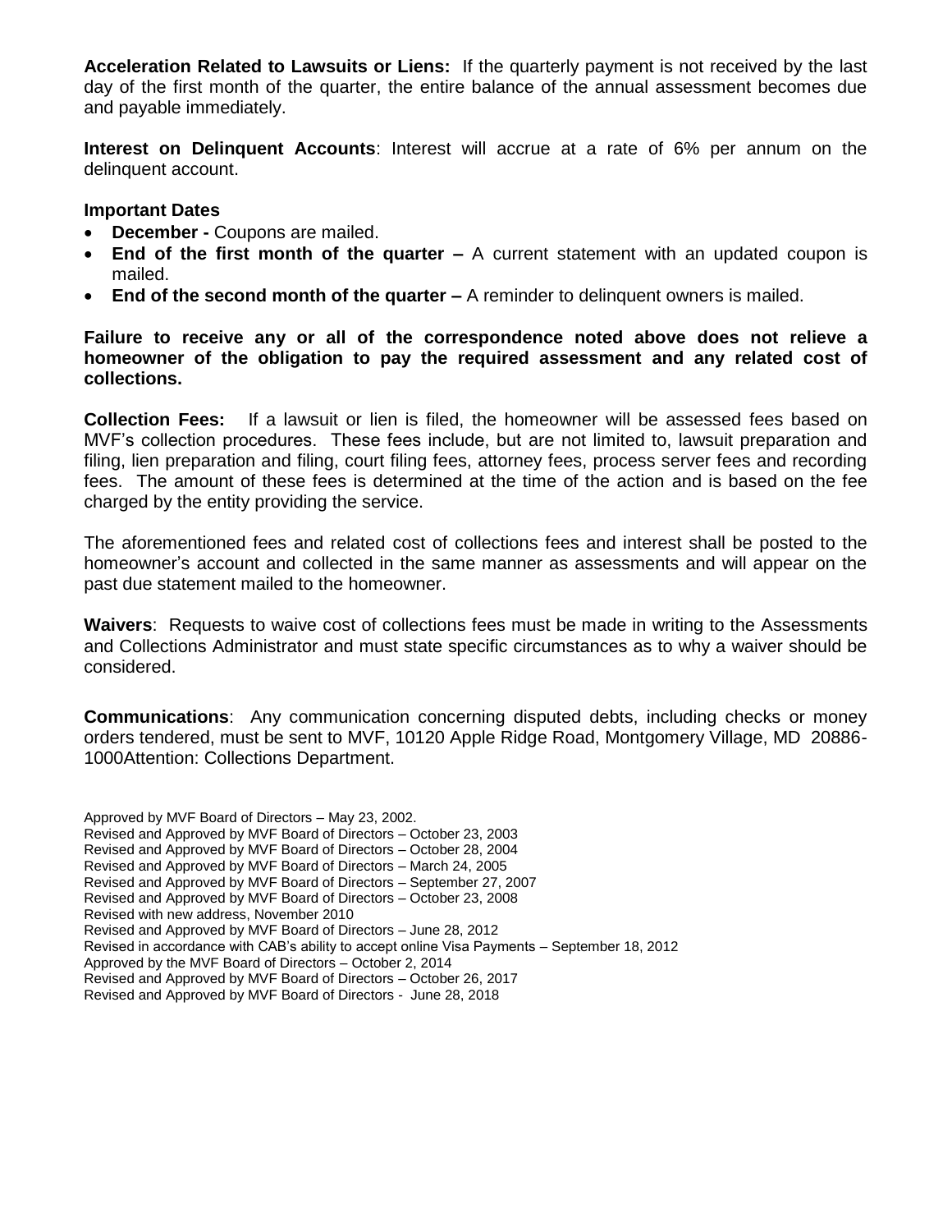**Acceleration Related to Lawsuits or Liens:** If the quarterly payment is not received by the last day of the first month of the quarter, the entire balance of the annual assessment becomes due and payable immediately.

**Interest on Delinquent Accounts**: Interest will accrue at a rate of 6% per annum on the delinquent account.

**Important Dates**

- **December -** Coupons are mailed.
- **End of the first month of the quarter –** A current statement with an updated coupon is mailed.
- **End of the second month of the quarter –** A reminder to delinquent owners is mailed.

**Failure to receive any or all of the correspondence noted above does not relieve a homeowner of the obligation to pay the required assessment and any related cost of collections.**

**Collection Fees:** If a lawsuit or lien is filed, the homeowner will be assessed fees based on MVF's collection procedures. These fees include, but are not limited to, lawsuit preparation and filing, lien preparation and filing, court filing fees, attorney fees, process server fees and recording fees. The amount of these fees is determined at the time of the action and is based on the fee charged by the entity providing the service.

The aforementioned fees and related cost of collections fees and interest shall be posted to the homeowner's account and collected in the same manner as assessments and will appear on the past due statement mailed to the homeowner.

**Waivers**: Requests to waive cost of collections fees must be made in writing to the Assessments and Collections Administrator and must state specific circumstances as to why a waiver should be considered.

**Communications**: Any communication concerning disputed debts, including checks or money orders tendered, must be sent to MVF, 10120 Apple Ridge Road, Montgomery Village, MD 20886-1000Attention: Collections Department.

Approved by MVF Board of Directors – May 23, 2002.
Revised and Approved by MVF Board of Directors – October 23, 2003
Revised and Approved by MVF Board of Directors – October 28, 2004
Revised and Approved by MVF Board of Directors – March 24, 2005
Revised and Approved by MVF Board of Directors – September 27, 2007
Revised and Approved by MVF Board of Directors – October 23, 2008
Revised with new address, November 2010
Revised and Approved by MVF Board of Directors – June 28, 2012
Revised in accordance with CAB's ability to accept online Visa Payments – September 18, 2012
Approved by the MVF Board of Directors – October 2, 2014
Revised and Approved by MVF Board of Directors – October 26, 2017
Revised and Approved by MVF Board of Directors - June 28, 2018